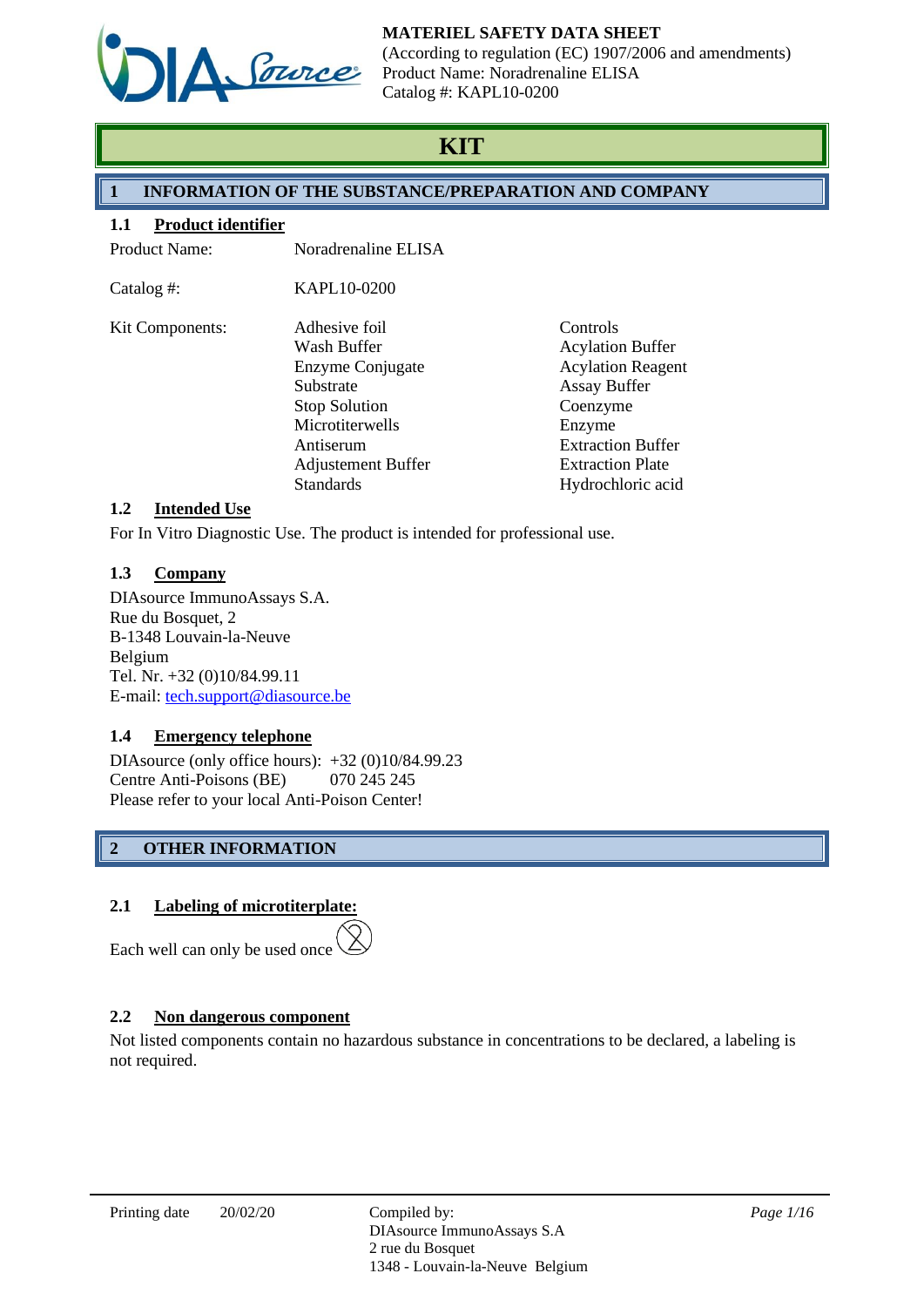MATERIEL SAFETY DATA SHEET
(According to regulation (EC) 1907/2006 and amendments)
Product Name: Noradrenaline ELISA
Catalog #: KAPL10-0200

# KIT

## 1 INFORMATION OF THE SUBSTANCE/PREPARATION AND COMPANY

### 1.1 Product identifier

Product Name: Noradrenaline ELISA

Catalog #: KAPL10-0200

Kit Components:

- Adhesive foil
- Wash Buffer
- Enzyme Conjugate
- Substrate
- Stop Solution
- Microtiterwells
- Antiserum
- Adjustement Buffer
- Standards
- Controls
- Acylation Buffer
- Acylation Reagent
- Assay Buffer
- Coenzyme
- Enzyme
- Extraction Buffer
- Extraction Plate
- Hydrochloric acid

### 1.2 Intended Use

For In Vitro Diagnostic Use. The product is intended for professional use.

### 1.3 Company

DIAsource ImmunoAssays S.A.
Rue du Bosquet, 2
B-1348 Louvain-la-Neuve
Belgium
Tel. Nr. +32 (0)10/84.99.11
E-mail: tech.support@diasource.be

### 1.4 Emergency telephone

DIAsource (only office hours): +32 (0)10/84.99.23
Centre Anti-Poisons (BE) 070 245 245
Please refer to your local Anti-Poison Center!

## 2 OTHER INFORMATION

### 2.1 Labeling of microtiterplate:

Each well can only be used once

### 2.2 Non dangerous component

Not listed components contain no hazardous substance in concentrations to be declared, a labeling is not required.

Printing date 20/02/20

Compiled by:
DIAsource ImmunoAssays S.A
2 rue du Bosquet
1348 - Louvain-la-Neuve Belgium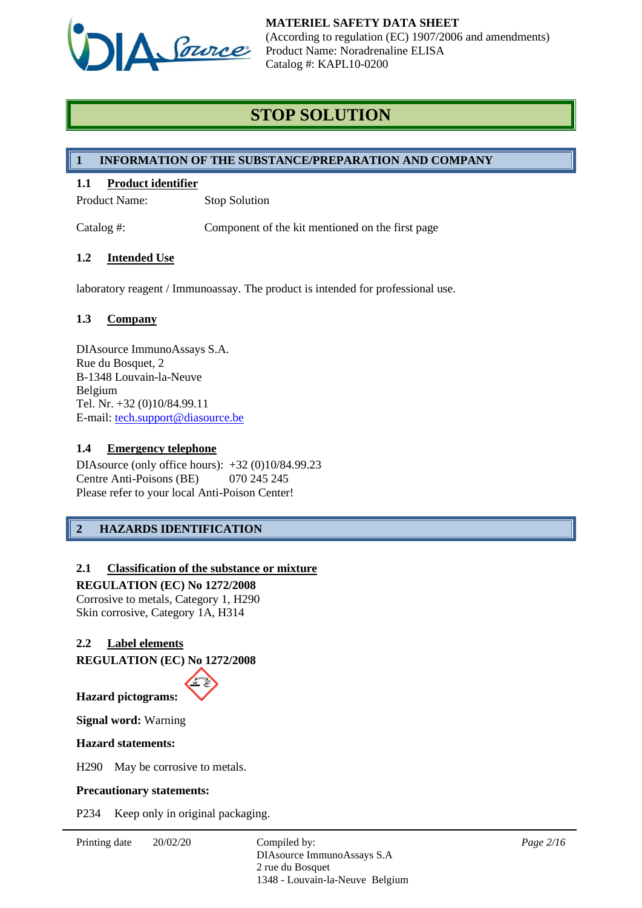# STOP SOLUTION

## 1 INFORMATION OF THE SUBSTANCE/PREPARATION AND COMPANY

### 1.1 Product identifier

Product Name: Stop Solution

Catalog #: Component of the kit mentioned on the first page

### 1.2 Intended Use

laboratory reagent / Immunoassay. The product is intended for professional use.

### 1.3 Company

DIAsource ImmunoAssays S.A.
Rue du Bosquet, 2
B-1348 Louvain-la-Neuve
Belgium
Tel. Nr. +32 (0)10/84.99.11
E-mail: tech.support@diasource.be

### 1.4 Emergency telephone

DIAsource (only office hours): +32 (0)10/84.99.23
Centre Anti-Poisons (BE) 070 245 245
Please refer to your local Anti-Poison Center!

## 2 HAZARDS IDENTIFICATION

### 2.1 Classification of the substance or mixture

**REGULATION (EC) No 1272/2008**
Corrosive to metals, Category 1, H290
Skin corrosive, Category 1A, H314

### 2.2 Label elements

**REGULATION (EC) No 1272/2008**

**Hazard pictograms:**

**Signal word:** Warning

**Hazard statements:**

H290 May be corrosive to metals.

**Precautionary statements:**

P234 Keep only in original packaging.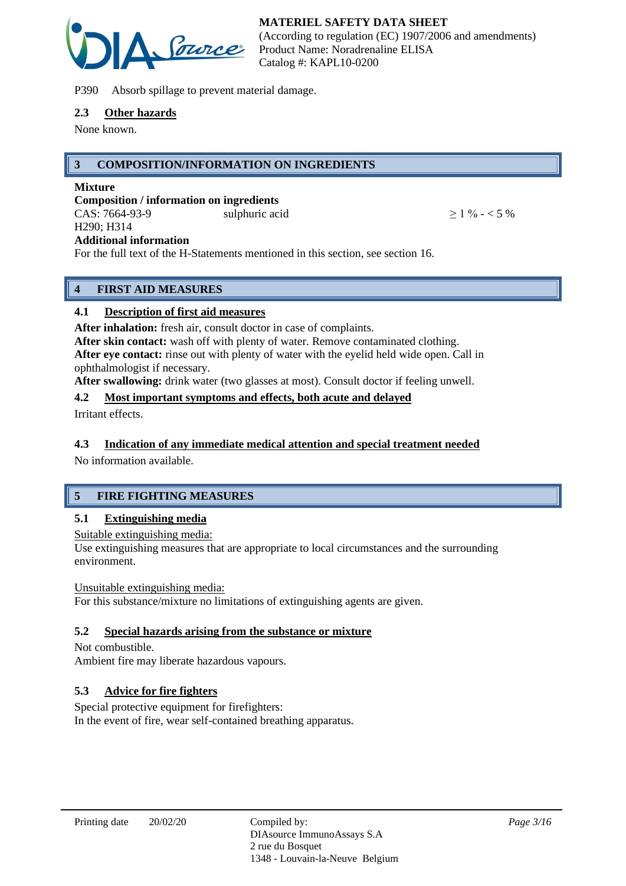P390 Absorb spillage to prevent material damage.

### 2.3 Other hazards

None known.

## 3 COMPOSITION/INFORMATION ON INGREDIENTS

**Mixture**

**Composition / information on ingredients**

| CAS: 7664-93-9 | sulphuric acid | ≥ 1 % - < 5 % |
|---|---|---|
| H290; H314 | | |

**Additional information**

For the full text of the H-Statements mentioned in this section, see section 16.

## 4 FIRST AID MEASURES

### 4.1 Description of first aid measures

**After inhalation:** fresh air, consult doctor in case of complaints.
**After skin contact:** wash off with plenty of water. Remove contaminated clothing.
**After eye contact:** rinse out with plenty of water with the eyelid held wide open. Call in ophthalmologist if necessary.
**After swallowing:** drink water (two glasses at most). Consult doctor if feeling unwell.

### 4.2 Most important symptoms and effects, both acute and delayed

Irritant effects.

### 4.3 Indication of any immediate medical attention and special treatment needed

No information available.

## 5 FIRE FIGHTING MEASURES

### 5.1 Extinguishing media

Suitable extinguishing media:
Use extinguishing measures that are appropriate to local circumstances and the surrounding environment.

Unsuitable extinguishing media:
For this substance/mixture no limitations of extinguishing agents are given.

### 5.2 Special hazards arising from the substance or mixture

Not combustible.
Ambient fire may liberate hazardous vapours.

### 5.3 Advice for fire fighters

Special protective equipment for firefighters:
In the event of fire, wear self-contained breathing apparatus.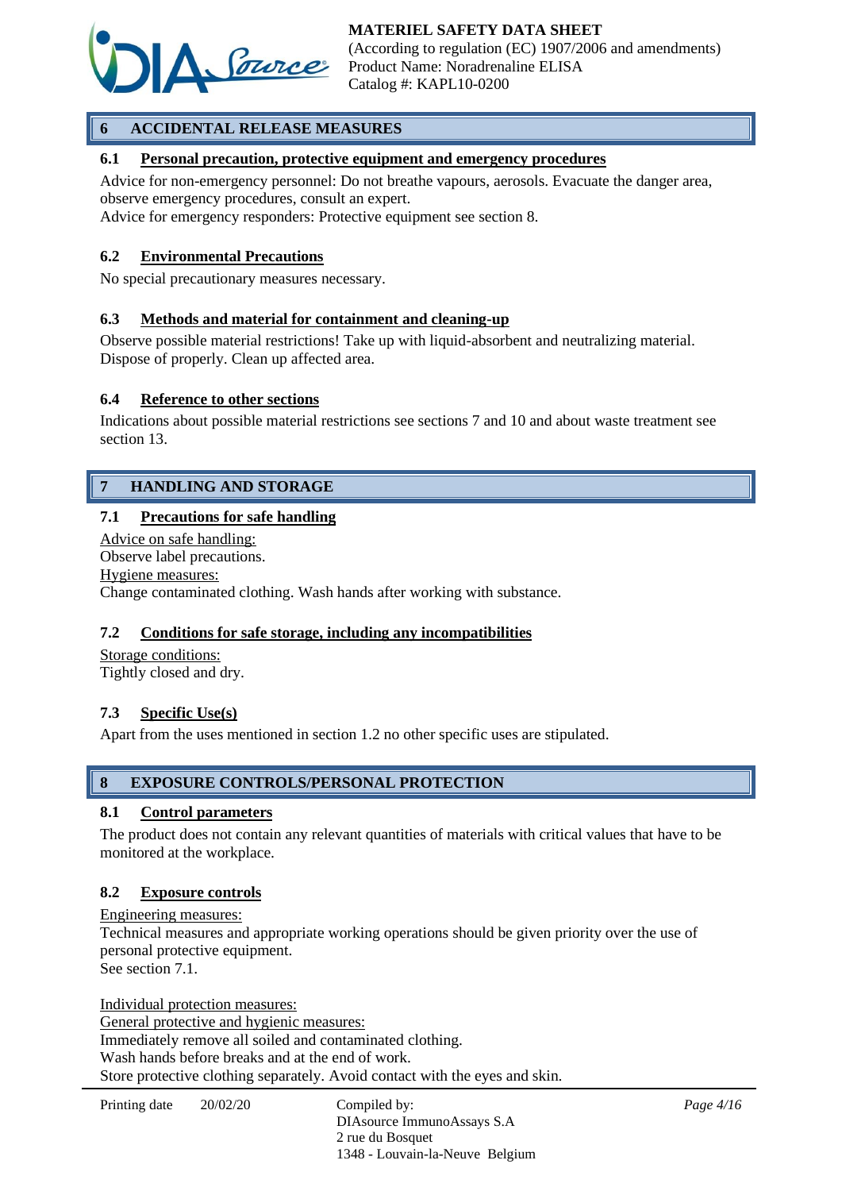## 6 ACCIDENTAL RELEASE MEASURES

### 6.1 Personal precaution, protective equipment and emergency procedures

Advice for non-emergency personnel: Do not breathe vapours, aerosols. Evacuate the danger area, observe emergency procedures, consult an expert.
Advice for emergency responders: Protective equipment see section 8.

### 6.2 Environmental Precautions

No special precautionary measures necessary.

### 6.3 Methods and material for containment and cleaning-up

Observe possible material restrictions! Take up with liquid-absorbent and neutralizing material. Dispose of properly. Clean up affected area.

### 6.4 Reference to other sections

Indications about possible material restrictions see sections 7 and 10 and about waste treatment see section 13.

## 7 HANDLING AND STORAGE

### 7.1 Precautions for safe handling

Advice on safe handling:
Observe label precautions.
Hygiene measures:
Change contaminated clothing. Wash hands after working with substance.

### 7.2 Conditions for safe storage, including any incompatibilities

Storage conditions:
Tightly closed and dry.

### 7.3 Specific Use(s)

Apart from the uses mentioned in section 1.2 no other specific uses are stipulated.

## 8 EXPOSURE CONTROLS/PERSONAL PROTECTION

### 8.1 Control parameters

The product does not contain any relevant quantities of materials with critical values that have to be monitored at the workplace.

### 8.2 Exposure controls

Engineering measures:
Technical measures and appropriate working operations should be given priority over the use of personal protective equipment.
See section 7.1.

Individual protection measures:
General protective and hygienic measures:
Immediately remove all soiled and contaminated clothing.
Wash hands before breaks and at the end of work.
Store protective clothing separately. Avoid contact with the eyes and skin.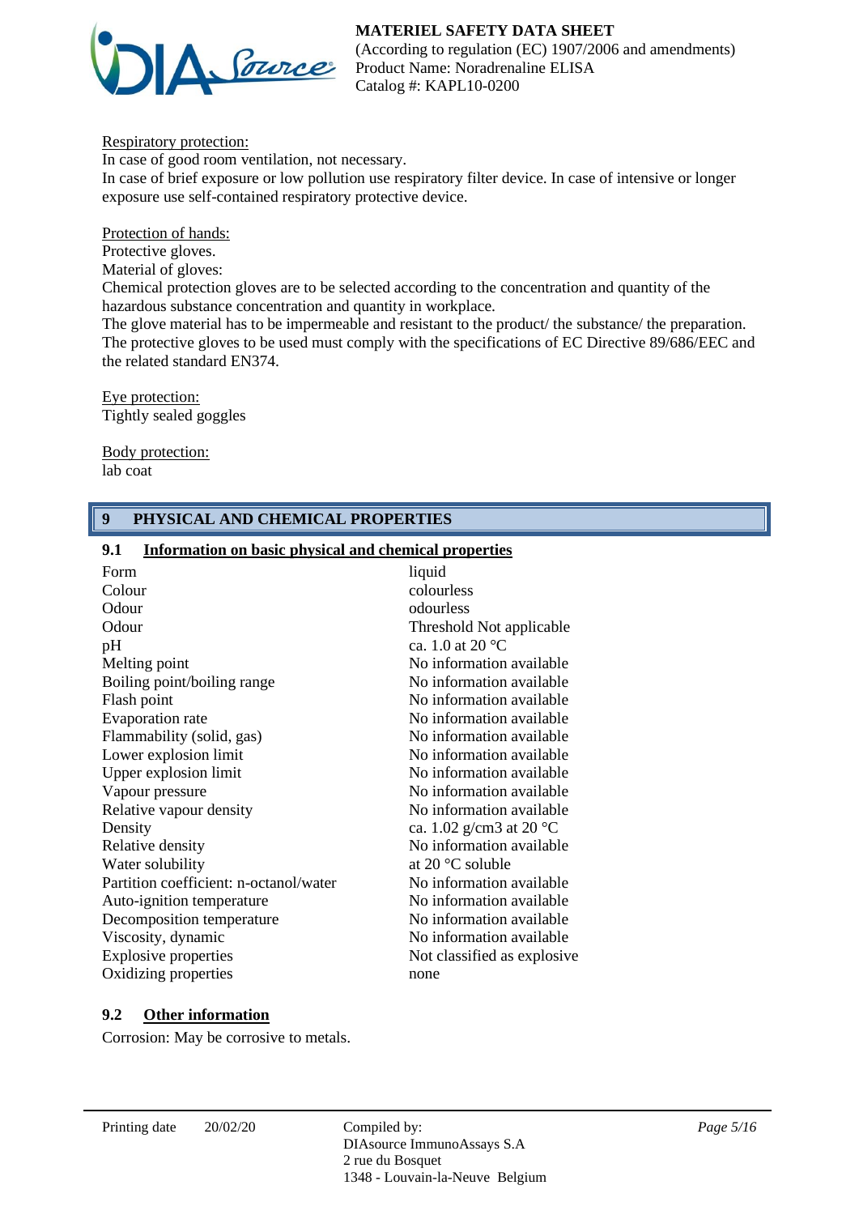Respiratory protection:
In case of good room ventilation, not necessary.
In case of brief exposure or low pollution use respiratory filter device. In case of intensive or longer exposure use self-contained respiratory protective device.

Protection of hands:
Protective gloves.
Material of gloves:
Chemical protection gloves are to be selected according to the concentration and quantity of the hazardous substance concentration and quantity in workplace.
The glove material has to be impermeable and resistant to the product/ the substance/ the preparation.
The protective gloves to be used must comply with the specifications of EC Directive 89/686/EEC and the related standard EN374.

Eye protection:
Tightly sealed goggles

Body protection:
lab coat

## 9 PHYSICAL AND CHEMICAL PROPERTIES

### 9.1 Information on basic physical and chemical properties

| | |
|---|---|
| Form | liquid |
| Colour | colourless |
| Odour | odourless |
| Odour | Threshold Not applicable |
| pH | ca. 1.0 at 20 °C |
| Melting point | No information available |
| Boiling point/boiling range | No information available |
| Flash point | No information available |
| Evaporation rate | No information available |
| Flammability (solid, gas) | No information available |
| Lower explosion limit | No information available |
| Upper explosion limit | No information available |
| Vapour pressure | No information available |
| Relative vapour density | No information available |
| Density | ca. 1.02 g/cm3 at 20 °C |
| Relative density | No information available |
| Water solubility | at 20 °C soluble |
| Partition coefficient: n-octanol/water | No information available |
| Auto-ignition temperature | No information available |
| Decomposition temperature | No information available |
| Viscosity, dynamic | No information available |
| Explosive properties | Not classified as explosive |
| Oxidizing properties | none |

### 9.2 Other information

Corrosion: May be corrosive to metals.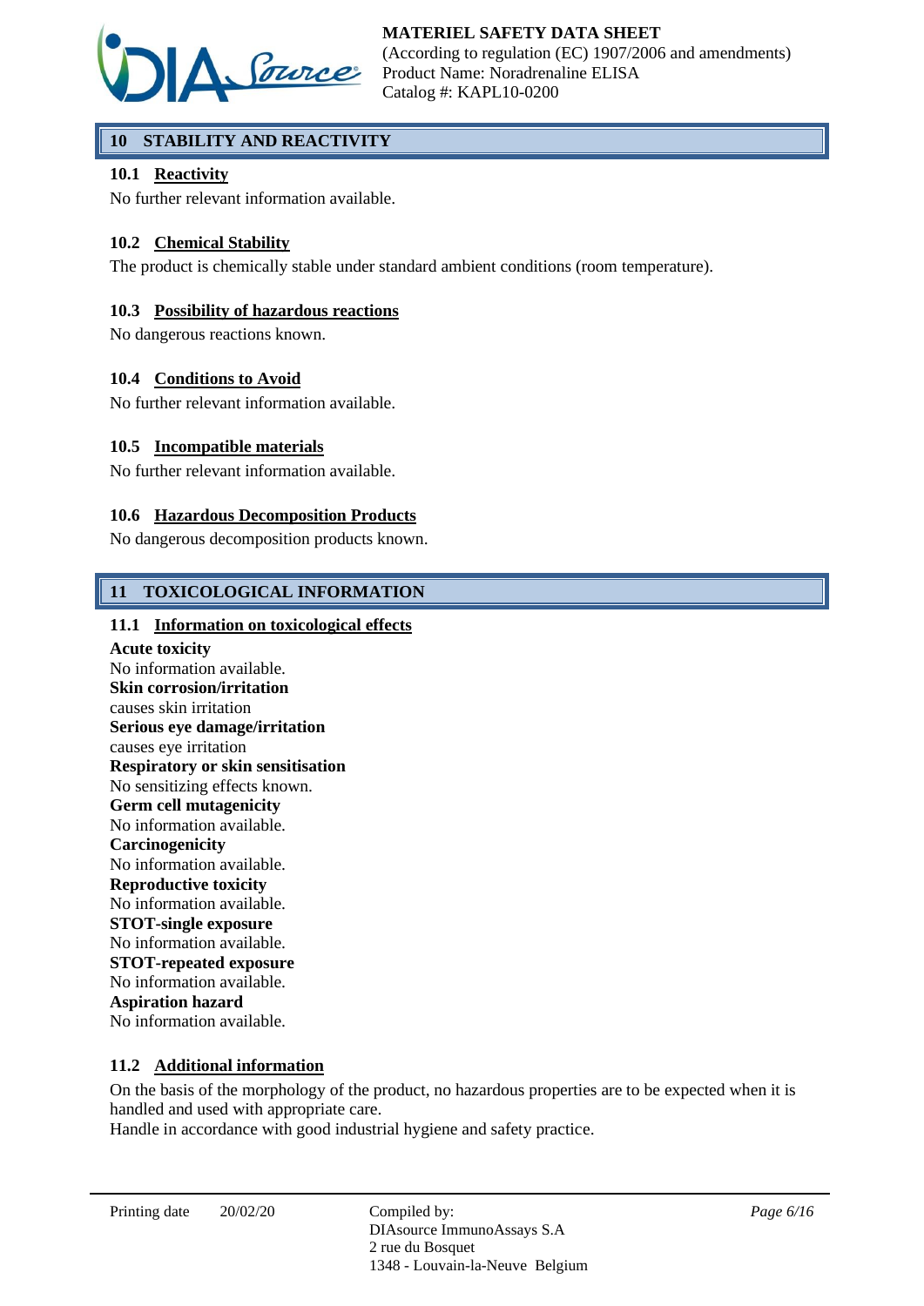## 10 STABILITY AND REACTIVITY

### 10.1 Reactivity

No further relevant information available.

### 10.2 Chemical Stability

The product is chemically stable under standard ambient conditions (room temperature).

### 10.3 Possibility of hazardous reactions

No dangerous reactions known.

### 10.4 Conditions to Avoid

No further relevant information available.

### 10.5 Incompatible materials

No further relevant information available.

### 10.6 Hazardous Decomposition Products

No dangerous decomposition products known.

## 11 TOXICOLOGICAL INFORMATION

### 11.1 Information on toxicological effects

**Acute toxicity**
No information available.
**Skin corrosion/irritation**
causes skin irritation
**Serious eye damage/irritation**
causes eye irritation
**Respiratory or skin sensitisation**
No sensitizing effects known.
**Germ cell mutagenicity**
No information available.
**Carcinogenicity**
No information available.
**Reproductive toxicity**
No information available.
**STOT-single exposure**
No information available.
**STOT-repeated exposure**
No information available.
**Aspiration hazard**
No information available.

### 11.2 Additional information

On the basis of the morphology of the product, no hazardous properties are to be expected when it is handled and used with appropriate care.
Handle in accordance with good industrial hygiene and safety practice.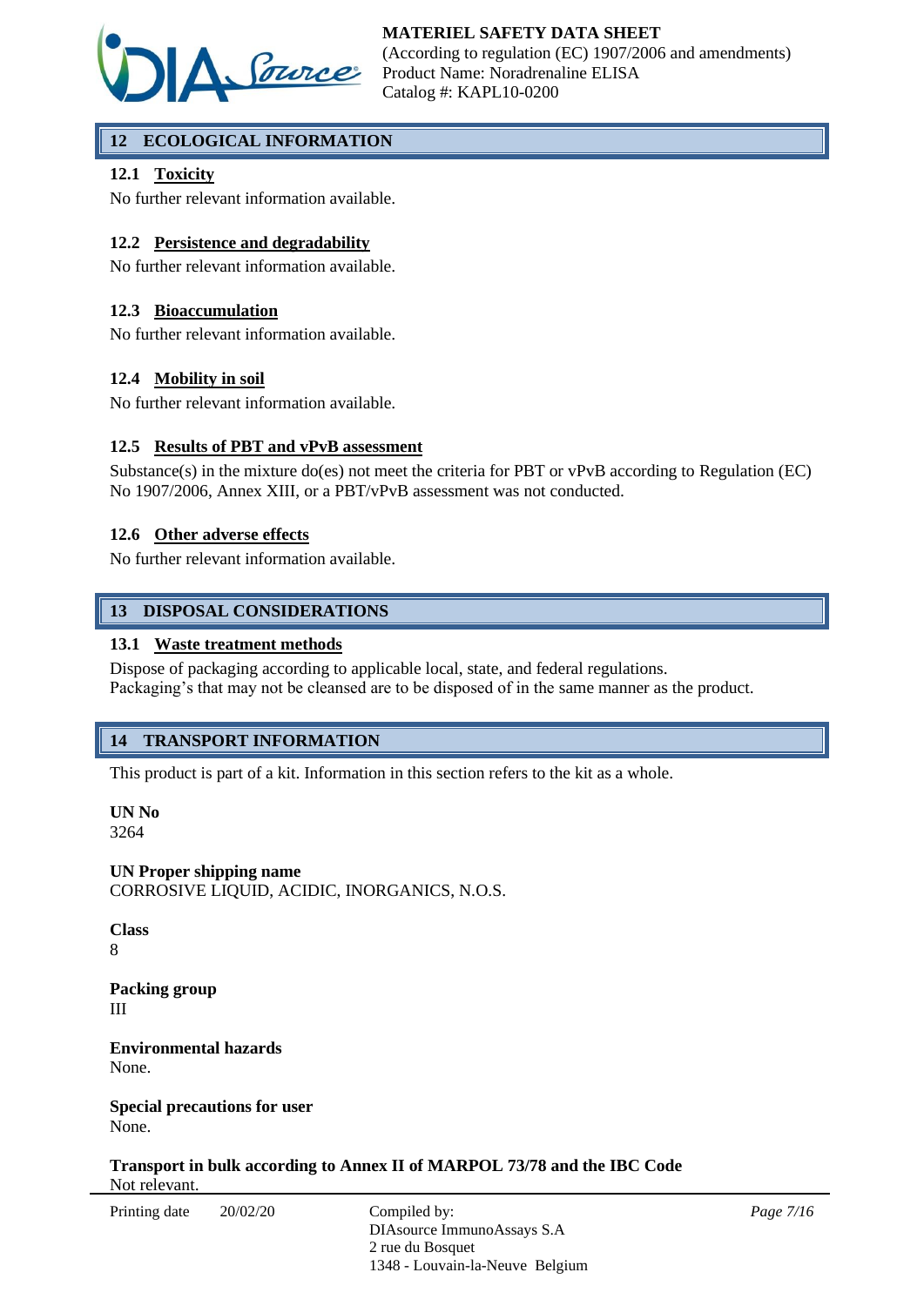## 12 ECOLOGICAL INFORMATION

### 12.1 Toxicity

No further relevant information available.

### 12.2 Persistence and degradability

No further relevant information available.

### 12.3 Bioaccumulation

No further relevant information available.

### 12.4 Mobility in soil

No further relevant information available.

### 12.5 Results of PBT and vPvB assessment

Substance(s) in the mixture do(es) not meet the criteria for PBT or vPvB according to Regulation (EC) No 1907/2006, Annex XIII, or a PBT/vPvB assessment was not conducted.

### 12.6 Other adverse effects

No further relevant information available.

## 13 DISPOSAL CONSIDERATIONS

### 13.1 Waste treatment methods

Dispose of packaging according to applicable local, state, and federal regulations.
Packaging's that may not be cleansed are to be disposed of in the same manner as the product.

## 14 TRANSPORT INFORMATION

This product is part of a kit. Information in this section refers to the kit as a whole.

**UN No**
3264

**UN Proper shipping name**
CORROSIVE LIQUID, ACIDIC, INORGANICS, N.O.S.

**Class**
8

**Packing group**
III

**Environmental hazards**
None.

**Special precautions for user**
None.

**Transport in bulk according to Annex II of MARPOL 73/78 and the IBC Code**
Not relevant.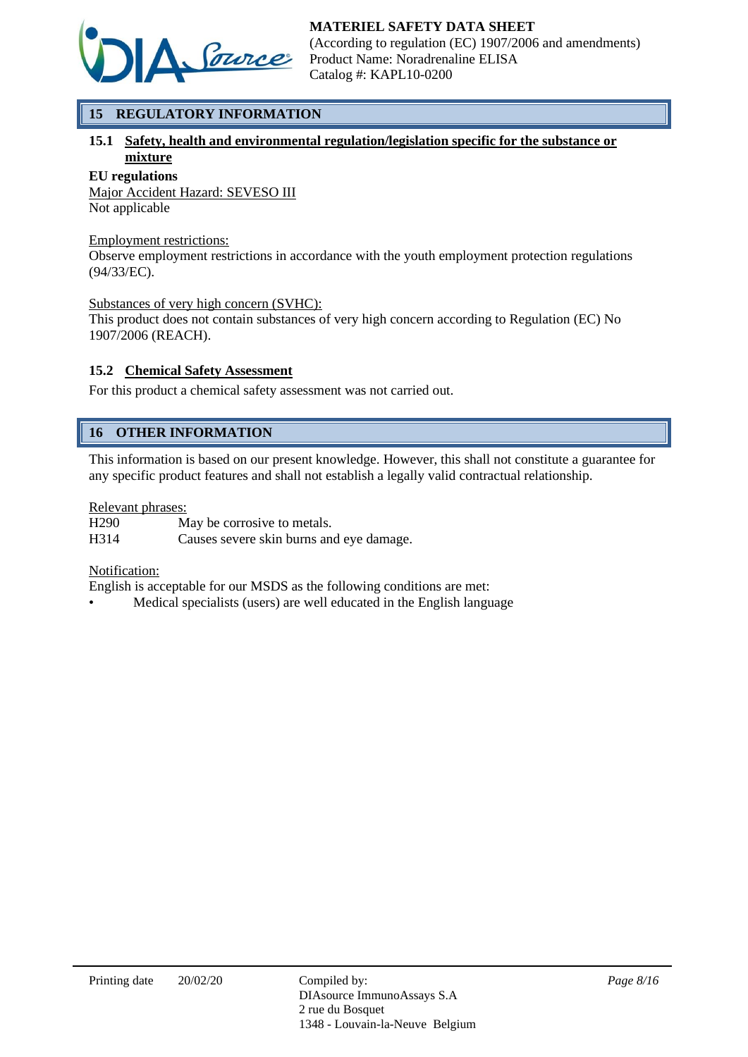## 15 REGULATORY INFORMATION

### 15.1 Safety, health and environmental regulation/legislation specific for the substance or mixture

**EU regulations**

Major Accident Hazard: SEVESO III

Not applicable

Employment restrictions:

Observe employment restrictions in accordance with the youth employment protection regulations (94/33/EC).

Substances of very high concern (SVHC):

This product does not contain substances of very high concern according to Regulation (EC) No 1907/2006 (REACH).

### 15.2 Chemical Safety Assessment

For this product a chemical safety assessment was not carried out.

## 16 OTHER INFORMATION

This information is based on our present knowledge. However, this shall not constitute a guarantee for any specific product features and shall not establish a legally valid contractual relationship.

Relevant phrases:

| | |
|---|---|
| H290 | May be corrosive to metals. |
| H314 | Causes severe skin burns and eye damage. |

Notification:

English is acceptable for our MSDS as the following conditions are met:

- Medical specialists (users) are well educated in the English language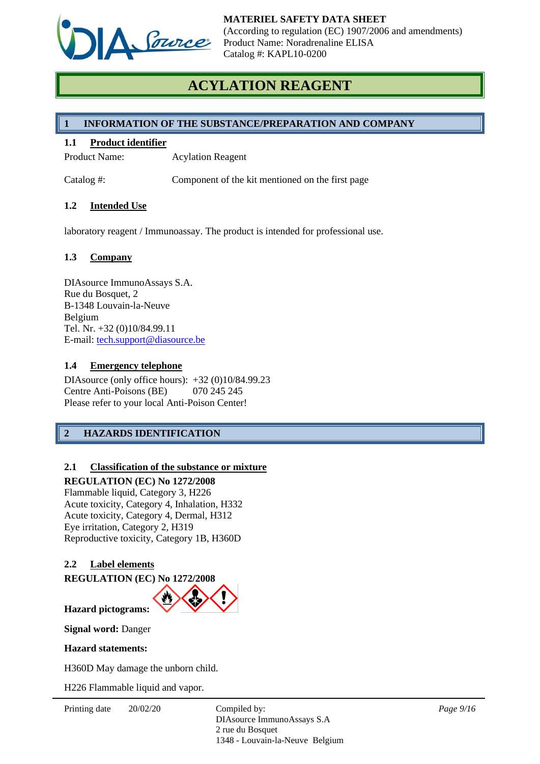# ACYLATION REAGENT

## 1 INFORMATION OF THE SUBSTANCE/PREPARATION AND COMPANY

### 1.1 Product identifier

Product Name: Acylation Reagent

Catalog #: Component of the kit mentioned on the first page

### 1.2 Intended Use

laboratory reagent / Immunoassay. The product is intended for professional use.

### 1.3 Company

DIAsource ImmunoAssays S.A.
Rue du Bosquet, 2
B-1348 Louvain-la-Neuve
Belgium
Tel. Nr. +32 (0)10/84.99.11
E-mail: tech.support@diasource.be

### 1.4 Emergency telephone

DIAsource (only office hours): +32 (0)10/84.99.23
Centre Anti-Poisons (BE) 070 245 245
Please refer to your local Anti-Poison Center!

## 2 HAZARDS IDENTIFICATION

### 2.1 Classification of the substance or mixture

**REGULATION (EC) No 1272/2008**
Flammable liquid, Category 3, H226
Acute toxicity, Category 4, Inhalation, H332
Acute toxicity, Category 4, Dermal, H312
Eye irritation, Category 2, H319
Reproductive toxicity, Category 1B, H360D

### 2.2 Label elements

**REGULATION (EC) No 1272/2008**

**Hazard pictograms:**

**Signal word:** Danger

**Hazard statements:**

H360D May damage the unborn child.

H226 Flammable liquid and vapor.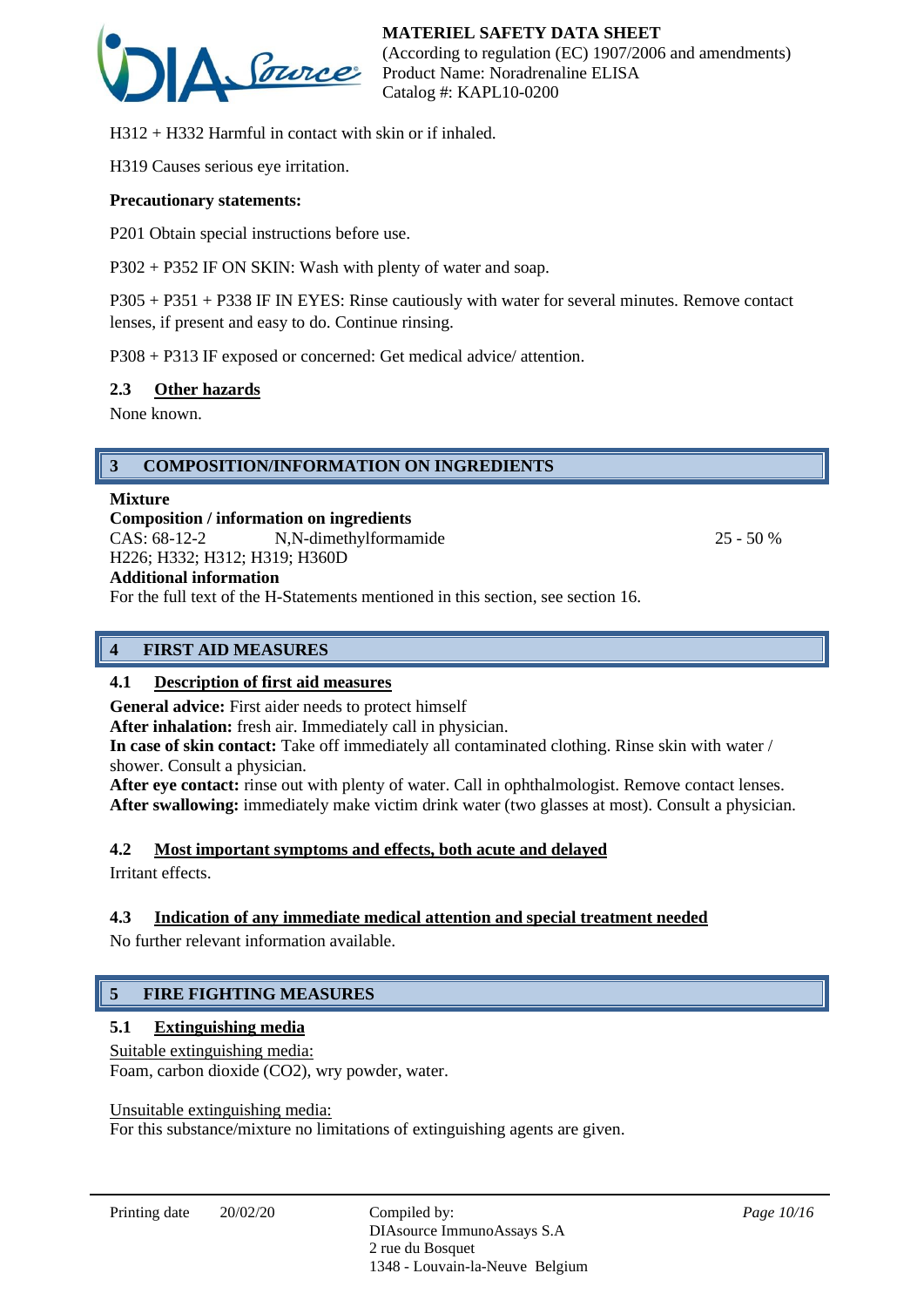H312 + H332 Harmful in contact with skin or if inhaled.

H319 Causes serious eye irritation.

**Precautionary statements:**

P201 Obtain special instructions before use.

P302 + P352 IF ON SKIN: Wash with plenty of water and soap.

P305 + P351 + P338 IF IN EYES: Rinse cautiously with water for several minutes. Remove contact lenses, if present and easy to do. Continue rinsing.

P308 + P313 IF exposed or concerned: Get medical advice/ attention.

### 2.3 Other hazards

None known.

## 3 COMPOSITION/INFORMATION ON INGREDIENTS

**Mixture**

**Composition / information on ingredients**

| CAS: 68-12-2 | N,N-dimethylformamide | 25 - 50 % |
|---|---|---|

H226; H332; H312; H319; H360D

**Additional information**

For the full text of the H-Statements mentioned in this section, see section 16.

## 4 FIRST AID MEASURES

### 4.1 Description of first aid measures

**General advice:** First aider needs to protect himself
**After inhalation:** fresh air. Immediately call in physician.
**In case of skin contact:** Take off immediately all contaminated clothing. Rinse skin with water / shower. Consult a physician.
**After eye contact:** rinse out with plenty of water. Call in ophthalmologist. Remove contact lenses.
**After swallowing:** immediately make victim drink water (two glasses at most). Consult a physician.

### 4.2 Most important symptoms and effects, both acute and delayed

Irritant effects.

### 4.3 Indication of any immediate medical attention and special treatment needed

No further relevant information available.

## 5 FIRE FIGHTING MEASURES

### 5.1 Extinguishing media

Suitable extinguishing media:
Foam, carbon dioxide ($CO_2$), wry powder, water.

Unsuitable extinguishing media:
For this substance/mixture no limitations of extinguishing agents are given.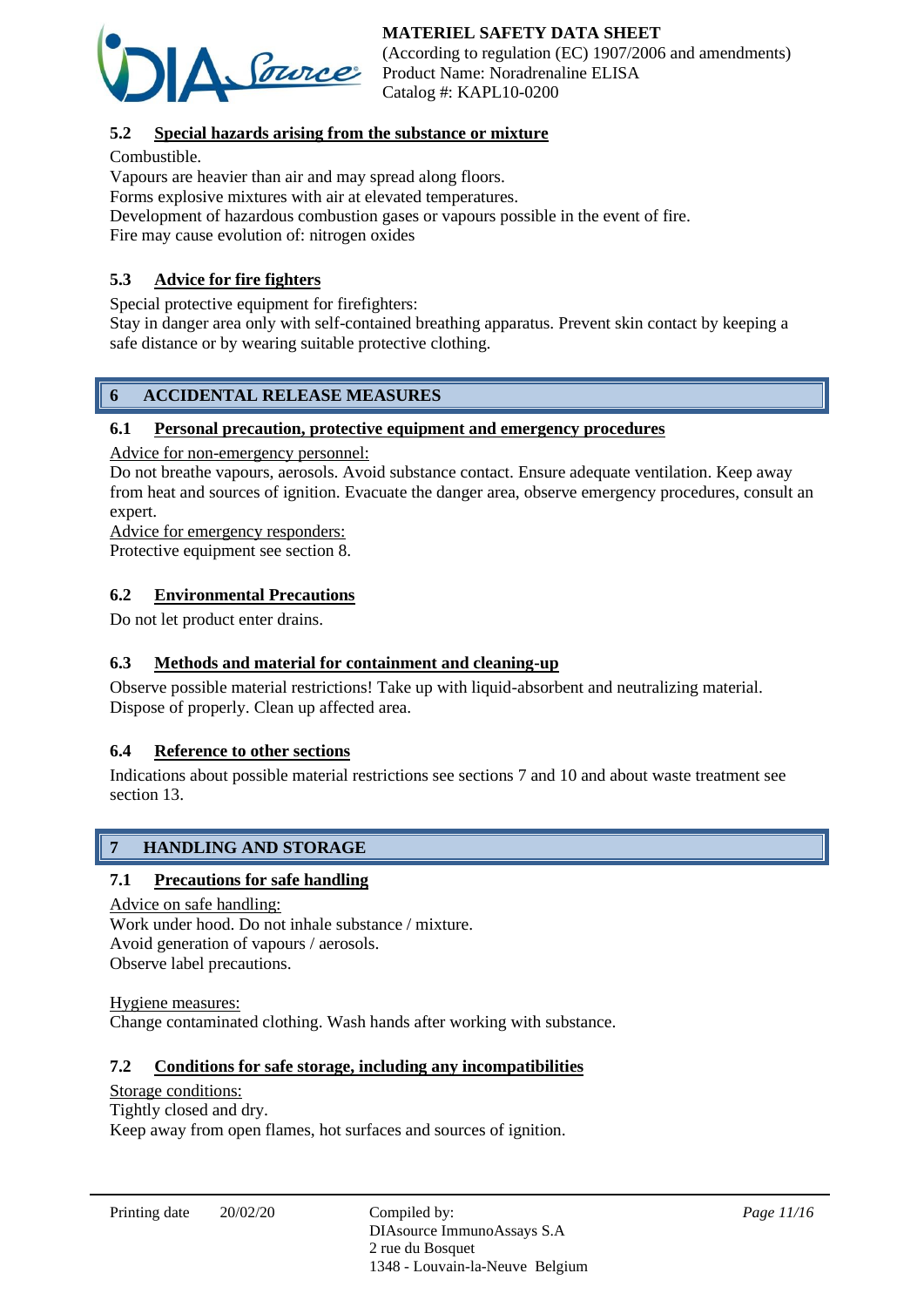### 5.2 Special hazards arising from the substance or mixture

Combustible.
Vapours are heavier than air and may spread along floors.
Forms explosive mixtures with air at elevated temperatures.
Development of hazardous combustion gases or vapours possible in the event of fire.
Fire may cause evolution of: nitrogen oxides

### 5.3 Advice for fire fighters

Special protective equipment for firefighters:
Stay in danger area only with self-contained breathing apparatus. Prevent skin contact by keeping a safe distance or by wearing suitable protective clothing.

## 6 ACCIDENTAL RELEASE MEASURES

### 6.1 Personal precaution, protective equipment and emergency procedures

Advice for non-emergency personnel:
Do not breathe vapours, aerosols. Avoid substance contact. Ensure adequate ventilation. Keep away from heat and sources of ignition. Evacuate the danger area, observe emergency procedures, consult an expert.
Advice for emergency responders:
Protective equipment see section 8.

### 6.2 Environmental Precautions

Do not let product enter drains.

### 6.3 Methods and material for containment and cleaning-up

Observe possible material restrictions! Take up with liquid-absorbent and neutralizing material. Dispose of properly. Clean up affected area.

### 6.4 Reference to other sections

Indications about possible material restrictions see sections 7 and 10 and about waste treatment see section 13.

## 7 HANDLING AND STORAGE

### 7.1 Precautions for safe handling

Advice on safe handling:
Work under hood. Do not inhale substance / mixture.
Avoid generation of vapours / aerosols.
Observe label precautions.

Hygiene measures:
Change contaminated clothing. Wash hands after working with substance.

### 7.2 Conditions for safe storage, including any incompatibilities

Storage conditions:
Tightly closed and dry.
Keep away from open flames, hot surfaces and sources of ignition.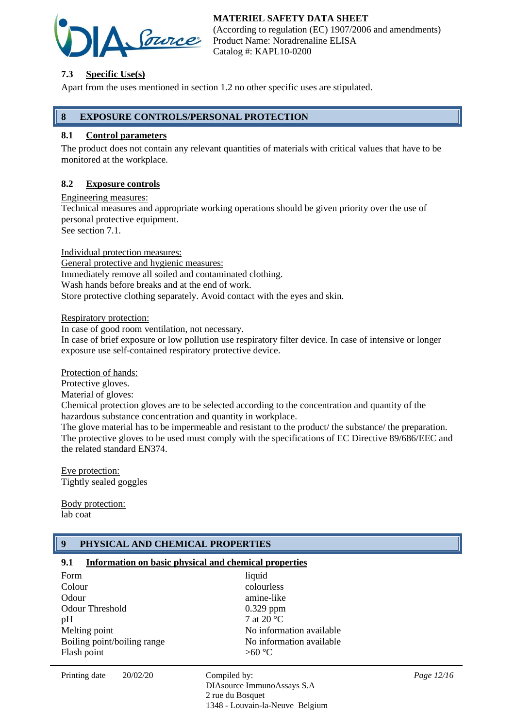### 7.3 Specific Use(s)

Apart from the uses mentioned in section 1.2 no other specific uses are stipulated.

## 8 EXPOSURE CONTROLS/PERSONAL PROTECTION

### 8.1 Control parameters

The product does not contain any relevant quantities of materials with critical values that have to be monitored at the workplace.

### 8.2 Exposure controls

Engineering measures:
Technical measures and appropriate working operations should be given priority over the use of personal protective equipment.
See section 7.1.

Individual protection measures:
General protective and hygienic measures:
Immediately remove all soiled and contaminated clothing.
Wash hands before breaks and at the end of work.
Store protective clothing separately. Avoid contact with the eyes and skin.

Respiratory protection:
In case of good room ventilation, not necessary.
In case of brief exposure or low pollution use respiratory filter device. In case of intensive or longer exposure use self-contained respiratory protective device.

Protection of hands:
Protective gloves.
Material of gloves:
Chemical protection gloves are to be selected according to the concentration and quantity of the hazardous substance concentration and quantity in workplace.
The glove material has to be impermeable and resistant to the product/ the substance/ the preparation.
The protective gloves to be used must comply with the specifications of EC Directive 89/686/EEC and the related standard EN374.

Eye protection:
Tightly sealed goggles

Body protection:
lab coat

## 9 PHYSICAL AND CHEMICAL PROPERTIES

### 9.1 Information on basic physical and chemical properties

| | |
|---|---|
| Form | liquid |
| Colour | colourless |
| Odour | amine-like |
| Odour Threshold | 0.329 ppm |
| pH | 7 at 20 °C |
| Melting point | No information available |
| Boiling point/boiling range | No information available |
| Flash point | >60 °C |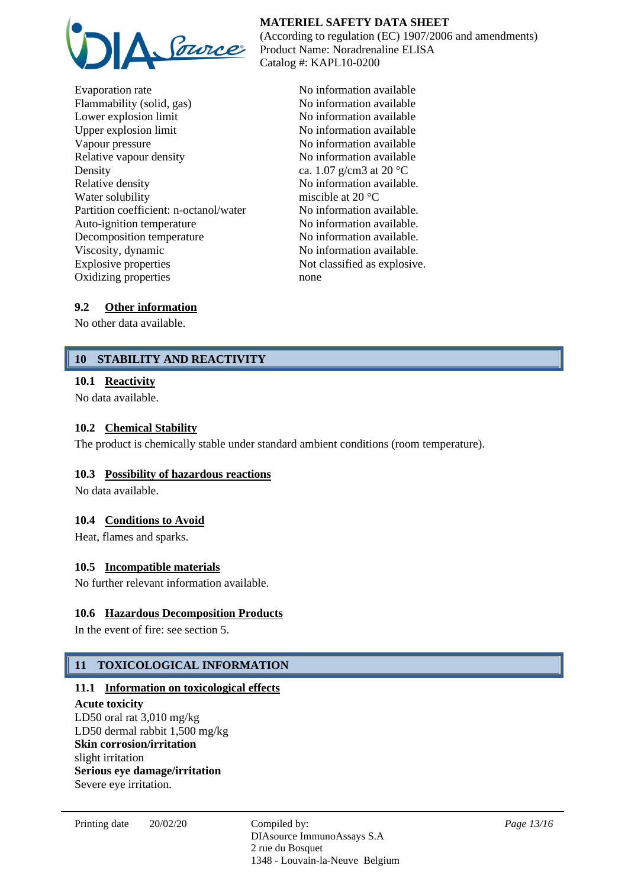| | |
|---|---|
| Evaporation rate | No information available |
| Flammability (solid, gas) | No information available |
| Lower explosion limit | No information available |
| Upper explosion limit | No information available |
| Vapour pressure | No information available |
| Relative vapour density | No information available |
| Density | ca. 1.07 g/cm3 at 20 °C |
| Relative density | No information available. |
| Water solubility | miscible at 20 °C |
| Partition coefficient: n-octanol/water | No information available. |
| Auto-ignition temperature | No information available. |
| Decomposition temperature | No information available. |
| Viscosity, dynamic | No information available. |
| Explosive properties | Not classified as explosive. |
| Oxidizing properties | none |

### 9.2 Other information

No other data available.

## 10 STABILITY AND REACTIVITY

### 10.1 Reactivity

No data available.

### 10.2 Chemical Stability

The product is chemically stable under standard ambient conditions (room temperature).

### 10.3 Possibility of hazardous reactions

No data available.

### 10.4 Conditions to Avoid

Heat, flames and sparks.

### 10.5 Incompatible materials

No further relevant information available.

### 10.6 Hazardous Decomposition Products

In the event of fire: see section 5.

## 11 TOXICOLOGICAL INFORMATION

### 11.1 Information on toxicological effects

**Acute toxicity**
LD50 oral rat 3,010 mg/kg
LD50 dermal rabbit 1,500 mg/kg
**Skin corrosion/irritation**
slight irritation
**Serious eye damage/irritation**
Severe eye irritation.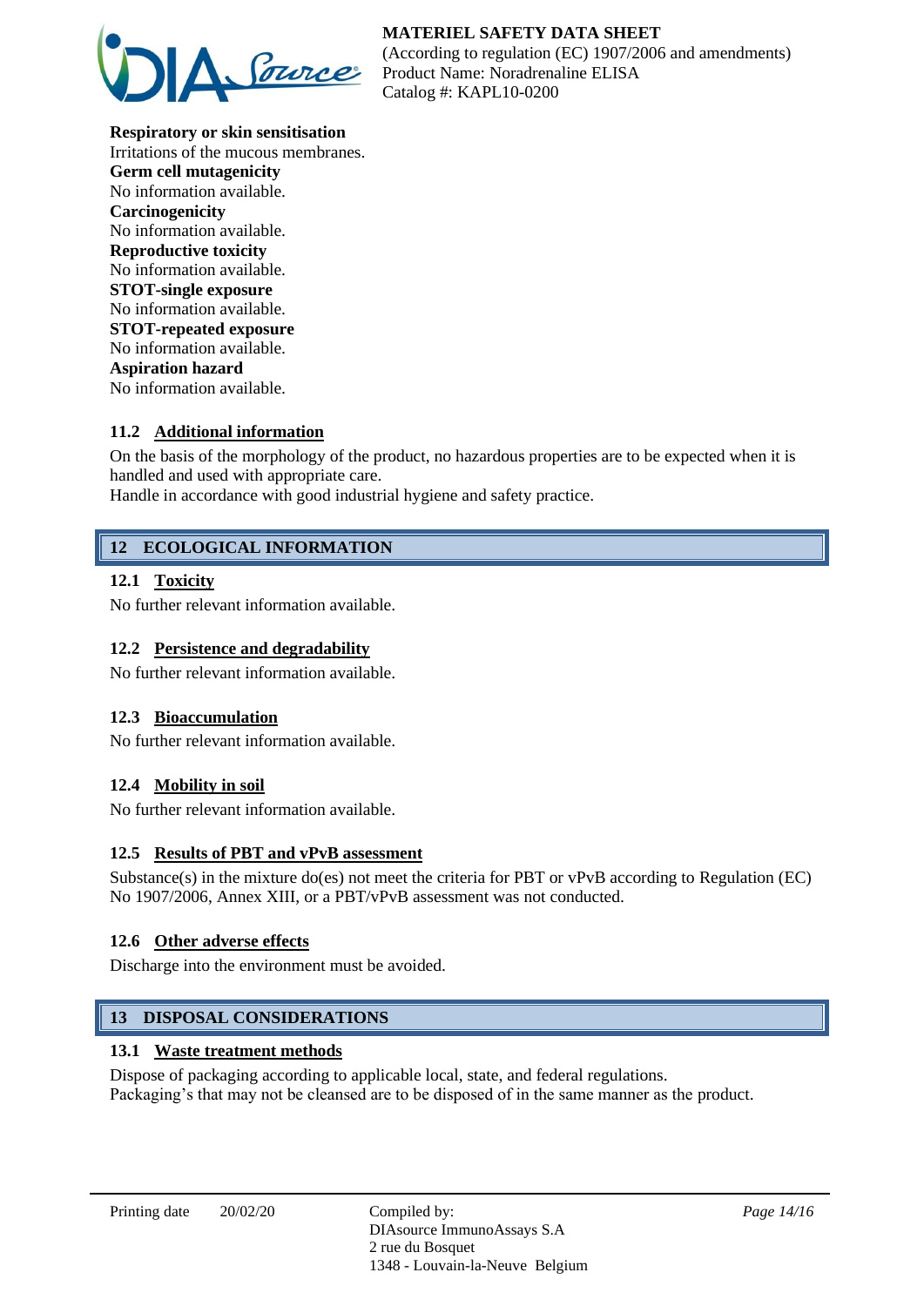**Respiratory or skin sensitisation**
Irritations of the mucous membranes.
**Germ cell mutagenicity**
No information available.
**Carcinogenicity**
No information available.
**Reproductive toxicity**
No information available.
**STOT-single exposure**
No information available.
**STOT-repeated exposure**
No information available.
**Aspiration hazard**
No information available.

### 11.2 Additional information

On the basis of the morphology of the product, no hazardous properties are to be expected when it is handled and used with appropriate care.
Handle in accordance with good industrial hygiene and safety practice.

## 12 ECOLOGICAL INFORMATION

### 12.1 Toxicity

No further relevant information available.

### 12.2 Persistence and degradability

No further relevant information available.

### 12.3 Bioaccumulation

No further relevant information available.

### 12.4 Mobility in soil

No further relevant information available.

### 12.5 Results of PBT and vPvB assessment

Substance(s) in the mixture do(es) not meet the criteria for PBT or vPvB according to Regulation (EC) No 1907/2006, Annex XIII, or a PBT/vPvB assessment was not conducted.

### 12.6 Other adverse effects

Discharge into the environment must be avoided.

## 13 DISPOSAL CONSIDERATIONS

### 13.1 Waste treatment methods

Dispose of packaging according to applicable local, state, and federal regulations.
Packaging's that may not be cleansed are to be disposed of in the same manner as the product.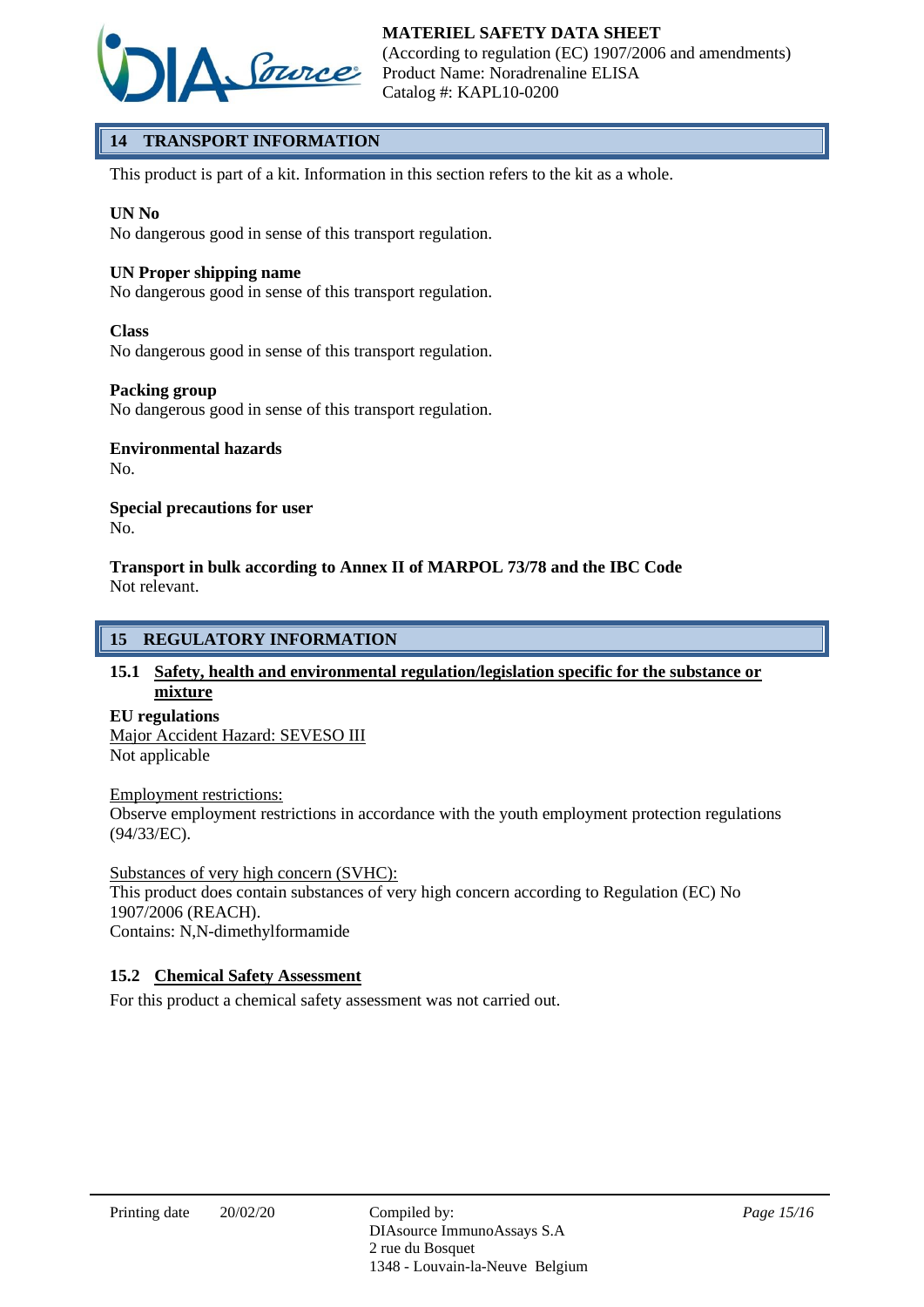## 14 TRANSPORT INFORMATION

This product is part of a kit. Information in this section refers to the kit as a whole.

**UN No**
No dangerous good in sense of this transport regulation.

**UN Proper shipping name**
No dangerous good in sense of this transport regulation.

**Class**
No dangerous good in sense of this transport regulation.

**Packing group**
No dangerous good in sense of this transport regulation.

**Environmental hazards**
No.

**Special precautions for user**
No.

**Transport in bulk according to Annex II of MARPOL 73/78 and the IBC Code**
Not relevant.

## 15 REGULATORY INFORMATION

### 15.1 Safety, health and environmental regulation/legislation specific for the substance or mixture

**EU regulations**
Major Accident Hazard: SEVESO III
Not applicable

Employment restrictions:
Observe employment restrictions in accordance with the youth employment protection regulations (94/33/EC).

Substances of very high concern (SVHC):
This product does contain substances of very high concern according to Regulation (EC) No 1907/2006 (REACH).
Contains: N,N-dimethylformamide

### 15.2 Chemical Safety Assessment

For this product a chemical safety assessment was not carried out.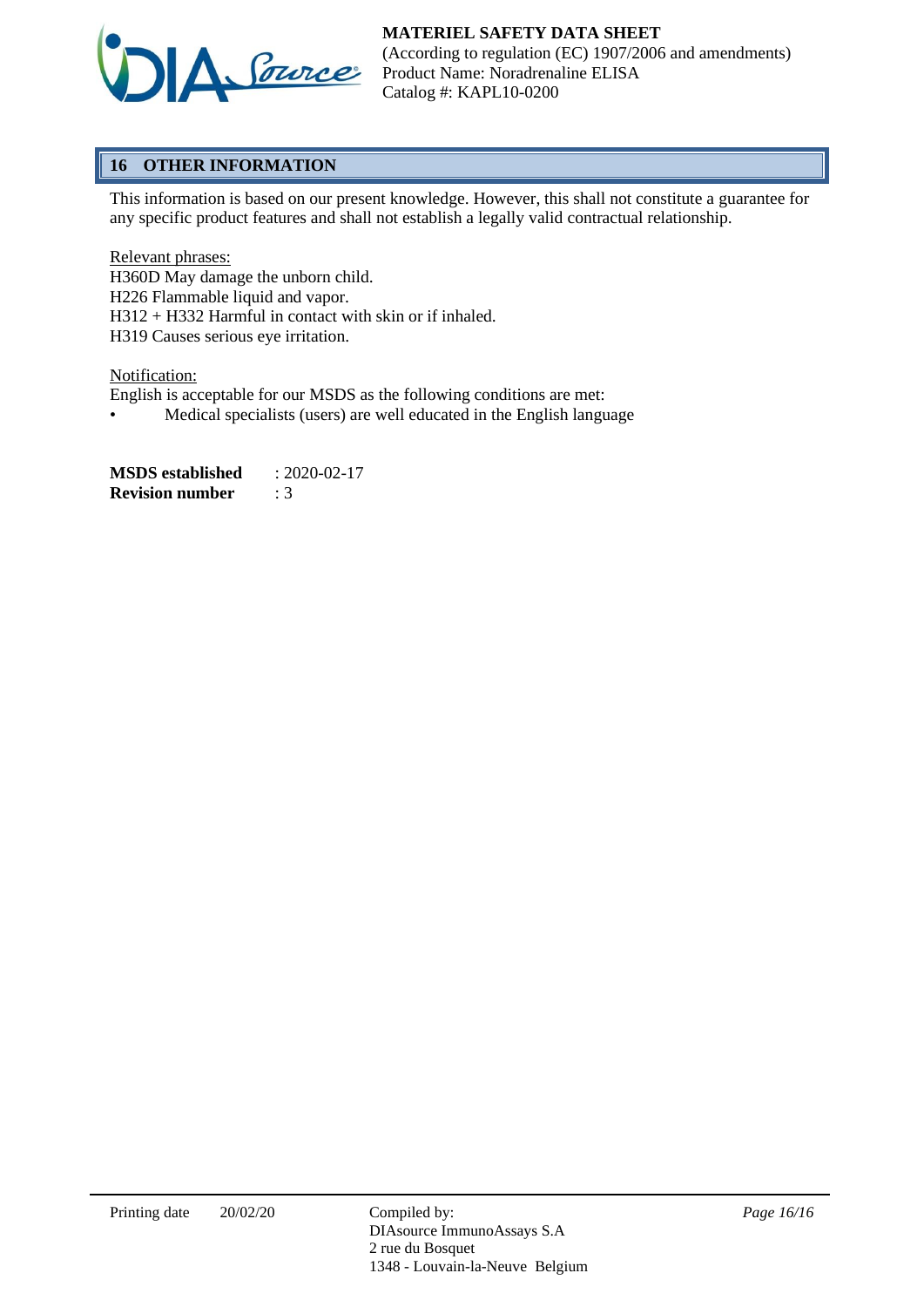## 16 OTHER INFORMATION

This information is based on our present knowledge. However, this shall not constitute a guarantee for any specific product features and shall not establish a legally valid contractual relationship.

Relevant phrases:
H360D May damage the unborn child.
H226 Flammable liquid and vapor.
H312 + H332 Harmful in contact with skin or if inhaled.
H319 Causes serious eye irritation.

Notification:
English is acceptable for our MSDS as the following conditions are met:

- Medical specialists (users) are well educated in the English language

**MSDS established** : 2020-02-17
**Revision number** : 3